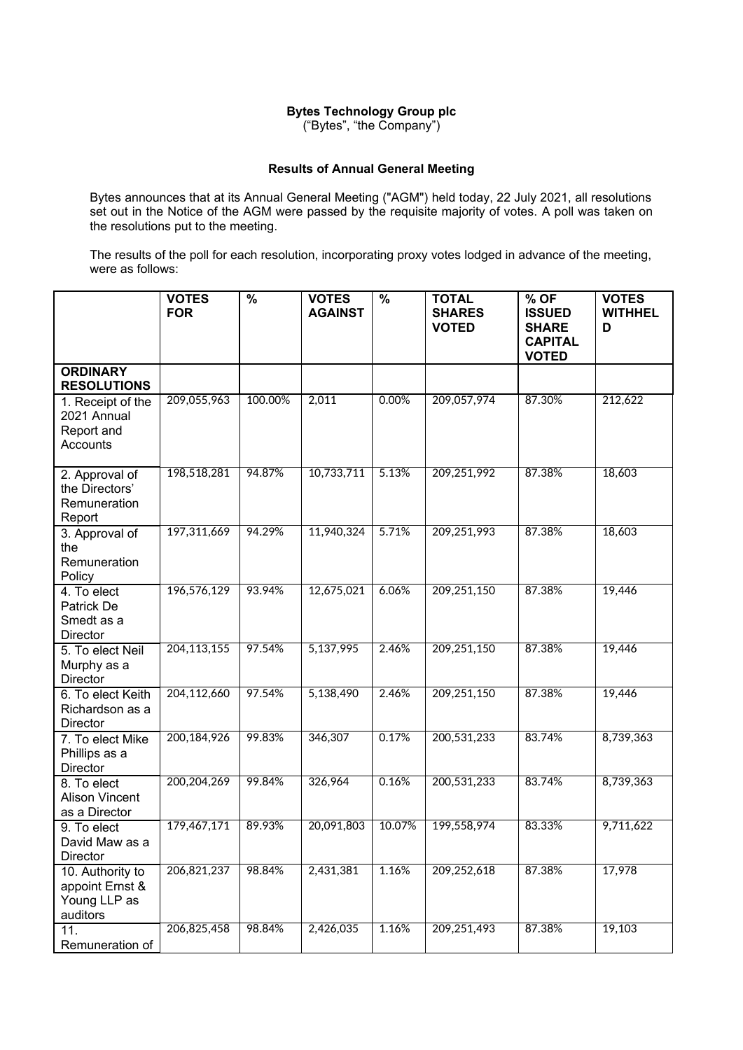**Bytes Technology Group plc**
("Bytes", "the Company")

**Results of Annual General Meeting**

Bytes announces that at its Annual General Meeting ("AGM") held today, 22 July 2021, all resolutions set out in the Notice of the AGM were passed by the requisite majority of votes. A poll was taken on the resolutions put to the meeting.

The results of the poll for each resolution, incorporating proxy votes lodged in advance of the meeting, were as follows:

| | VOTES FOR | % | VOTES AGAINST | % | TOTAL SHARES VOTED | % OF ISSUED SHARE CAPITAL VOTED | VOTES WITHHELD |
|---|---|---|---|---|---|---|---|
| **ORDINARY RESOLUTIONS** | | | | | | | |
| 1. Receipt of the 2021 Annual Report and Accounts | 209,055,963 | 100.00% | 2,011 | 0.00% | 209,057,974 | 87.30% | 212,622 |
| 2. Approval of the Directors' Remuneration Report | 198,518,281 | 94.87% | 10,733,711 | 5.13% | 209,251,992 | 87.38% | 18,603 |
| 3. Approval of the Remuneration Policy | 197,311,669 | 94.29% | 11,940,324 | 5.71% | 209,251,993 | 87.38% | 18,603 |
| 4. To elect Patrick De Smedt as a Director | 196,576,129 | 93.94% | 12,675,021 | 6.06% | 209,251,150 | 87.38% | 19,446 |
| 5. To elect Neil Murphy as a Director | 204,113,155 | 97.54% | 5,137,995 | 2.46% | 209,251,150 | 87.38% | 19,446 |
| 6. To elect Keith Richardson as a Director | 204,112,660 | 97.54% | 5,138,490 | 2.46% | 209,251,150 | 87.38% | 19,446 |
| 7. To elect Mike Phillips as a Director | 200,184,926 | 99.83% | 346,307 | 0.17% | 200,531,233 | 83.74% | 8,739,363 |
| 8. To elect Alison Vincent as a Director | 200,204,269 | 99.84% | 326,964 | 0.16% | 200,531,233 | 83.74% | 8,739,363 |
| 9. To elect David Maw as a Director | 179,467,171 | 89.93% | 20,091,803 | 10.07% | 199,558,974 | 83.33% | 9,711,622 |
| 10. Authority to appoint Ernst & Young LLP as auditors | 206,821,237 | 98.84% | 2,431,381 | 1.16% | 209,252,618 | 87.38% | 17,978 |
| 11. Remuneration of | 206,825,458 | 98.84% | 2,426,035 | 1.16% | 209,251,493 | 87.38% | 19,103 |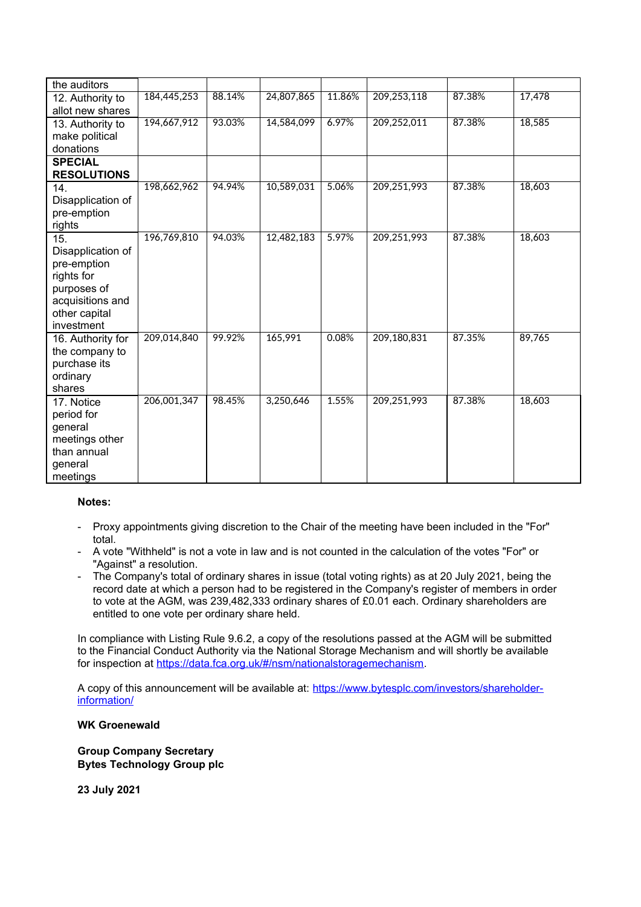| | | | | | | | |
|---|---|---|---|---|---|---|---|
| the auditors | | | | | | | |
| 12. Authority to allot new shares | 184,445,253 | 88.14% | 24,807,865 | 11.86% | 209,253,118 | 87.38% | 17,478 |
| 13. Authority to make political donations | 194,667,912 | 93.03% | 14,584,099 | 6.97% | 209,252,011 | 87.38% | 18,585 |
| **SPECIAL RESOLUTIONS** | | | | | | | |
| 14. Disapplication of pre-emption rights | 198,662,962 | 94.94% | 10,589,031 | 5.06% | 209,251,993 | 87.38% | 18,603 |
| 15. Disapplication of pre-emption rights for purposes of acquisitions and other capital investment | 196,769,810 | 94.03% | 12,482,183 | 5.97% | 209,251,993 | 87.38% | 18,603 |
| 16. Authority for the company to purchase its ordinary shares | 209,014,840 | 99.92% | 165,991 | 0.08% | 209,180,831 | 87.35% | 89,765 |
| 17. Notice period for general meetings other than annual general meetings | 206,001,347 | 98.45% | 3,250,646 | 1.55% | 209,251,993 | 87.38% | 18,603 |

**Notes:**

- Proxy appointments giving discretion to the Chair of the meeting have been included in the "For" total.
- A vote "Withheld" is not a vote in law and is not counted in the calculation of the votes "For" or "Against" a resolution.
- The Company's total of ordinary shares in issue (total voting rights) as at 20 July 2021, being the record date at which a person had to be registered in the Company's register of members in order to vote at the AGM, was 239,482,333 ordinary shares of £0.01 each. Ordinary shareholders are entitled to one vote per ordinary share held.

In compliance with Listing Rule 9.6.2, a copy of the resolutions passed at the AGM will be submitted to the Financial Conduct Authority via the National Storage Mechanism and will shortly be available for inspection at https://data.fca.org.uk/#/nsm/nationalstoragemechanism.

A copy of this announcement will be available at: https://www.bytesplc.com/investors/shareholder-information/

**WK Groenewald**

**Group Company Secretary**
**Bytes Technology Group plc**

**23 July 2021**